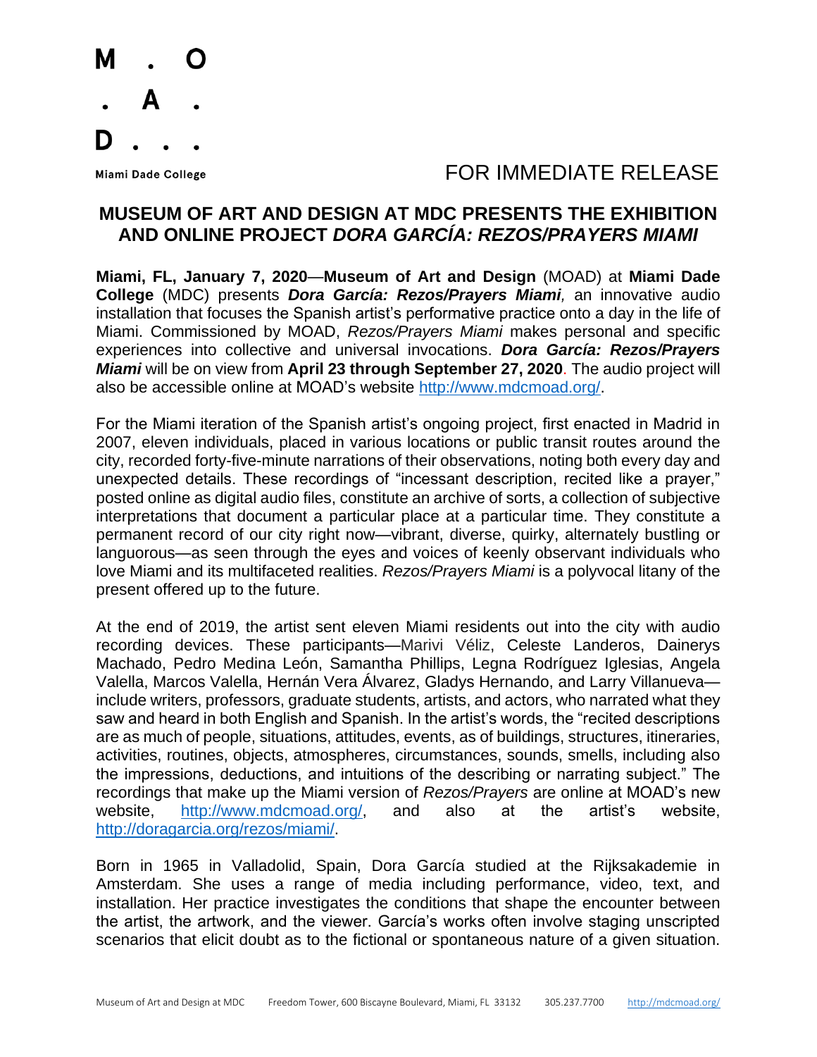M . O
. A .
D . . .

Miami Dade College

FOR IMMEDIATE RELEASE

# MUSEUM OF ART AND DESIGN AT MDC PRESENTS THE EXHIBITION AND ONLINE PROJECT *DORA GARCÍA: REZOS/PRAYERS MIAMI*

**Miami, FL, January 7, 2020**—**Museum of Art and Design** (MOAD) at **Miami Dade College** (MDC) presents ***Dora García: Rezos/Prayers Miami**,* an innovative audio installation that focuses the Spanish artist's performative practice onto a day in the life of Miami. Commissioned by MOAD, *Rezos/Prayers Miami* makes personal and specific experiences into collective and universal invocations. ***Dora García: Rezos/Prayers Miami*** will be on view from **April 23 through September 27, 2020**. The audio project will also be accessible online at MOAD's website http://www.mdcmoad.org/.

For the Miami iteration of the Spanish artist's ongoing project, first enacted in Madrid in 2007, eleven individuals, placed in various locations or public transit routes around the city, recorded forty-five-minute narrations of their observations, noting both every day and unexpected details. These recordings of "incessant description, recited like a prayer," posted online as digital audio files, constitute an archive of sorts, a collection of subjective interpretations that document a particular place at a particular time. They constitute a permanent record of our city right now—vibrant, diverse, quirky, alternately bustling or languorous—as seen through the eyes and voices of keenly observant individuals who love Miami and its multifaceted realities. *Rezos/Prayers Miami* is a polyvocal litany of the present offered up to the future.

At the end of 2019, the artist sent eleven Miami residents out into the city with audio recording devices. These participants—Marivi Véliz, Celeste Landeros, Dainerys Machado, Pedro Medina León, Samantha Phillips, Legna Rodríguez Iglesias, Angela Valella, Marcos Valella, Hernán Vera Álvarez, Gladys Hernando, and Larry Villanueva—include writers, professors, graduate students, artists, and actors, who narrated what they saw and heard in both English and Spanish. In the artist's words, the "recited descriptions are as much of people, situations, attitudes, events, as of buildings, structures, itineraries, activities, routines, objects, atmospheres, circumstances, sounds, smells, including also the impressions, deductions, and intuitions of the describing or narrating subject." The recordings that make up the Miami version of *Rezos/Prayers* are online at MOAD's new website, http://www.mdcmoad.org/, and also at the artist's website, http://doragarcia.org/rezos/miami/.

Born in 1965 in Valladolid, Spain, Dora García studied at the Rijksakademie in Amsterdam. She uses a range of media including performance, video, text, and installation. Her practice investigates the conditions that shape the encounter between the artist, the artwork, and the viewer. García's works often involve staging unscripted scenarios that elicit doubt as to the fictional or spontaneous nature of a given situation.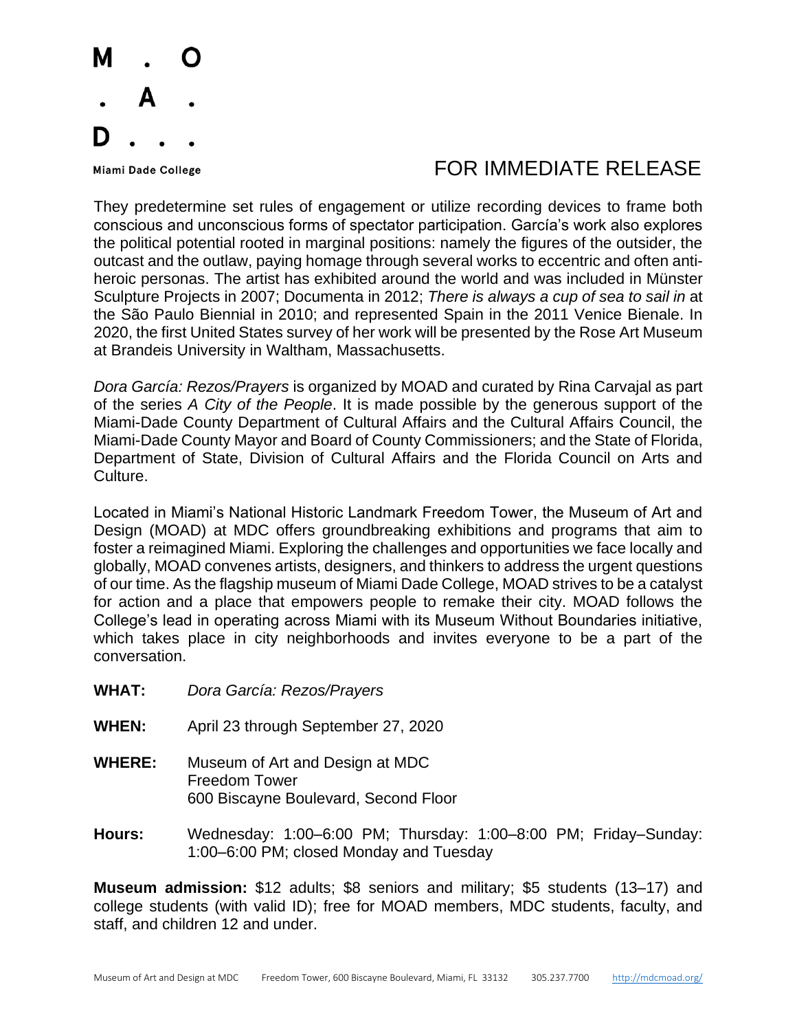FOR IMMEDIATE RELEASE

They predetermine set rules of engagement or utilize recording devices to frame both conscious and unconscious forms of spectator participation. García's work also explores the political potential rooted in marginal positions: namely the figures of the outsider, the outcast and the outlaw, paying homage through several works to eccentric and often anti-heroic personas. The artist has exhibited around the world and was included in Münster Sculpture Projects in 2007; Documenta in 2012; *There is always a cup of sea to sail in* at the São Paulo Biennial in 2010; and represented Spain in the 2011 Venice Bienale. In 2020, the first United States survey of her work will be presented by the Rose Art Museum at Brandeis University in Waltham, Massachusetts.

*Dora García: Rezos/Prayers* is organized by MOAD and curated by Rina Carvajal as part of the series *A City of the People*. It is made possible by the generous support of the Miami-Dade County Department of Cultural Affairs and the Cultural Affairs Council, the Miami-Dade County Mayor and Board of County Commissioners; and the State of Florida, Department of State, Division of Cultural Affairs and the Florida Council on Arts and Culture.

Located in Miami's National Historic Landmark Freedom Tower, the Museum of Art and Design (MOAD) at MDC offers groundbreaking exhibitions and programs that aim to foster a reimagined Miami. Exploring the challenges and opportunities we face locally and globally, MOAD convenes artists, designers, and thinkers to address the urgent questions of our time. As the flagship museum of Miami Dade College, MOAD strives to be a catalyst for action and a place that empowers people to remake their city. MOAD follows the College's lead in operating across Miami with its Museum Without Boundaries initiative, which takes place in city neighborhoods and invites everyone to be a part of the conversation.

**WHAT:** *Dora García: Rezos/Prayers*

**WHEN:** April 23 through September 27, 2020

**WHERE:** Museum of Art and Design at MDC
Freedom Tower
600 Biscayne Boulevard, Second Floor

**Hours:** Wednesday: 1:00–6:00 PM; Thursday: 1:00–8:00 PM; Friday–Sunday: 1:00–6:00 PM; closed Monday and Tuesday

**Museum admission:** $12 adults; $8 seniors and military; $5 students (13–17) and college students (with valid ID); free for MOAD members, MDC students, faculty, and staff, and children 12 and under.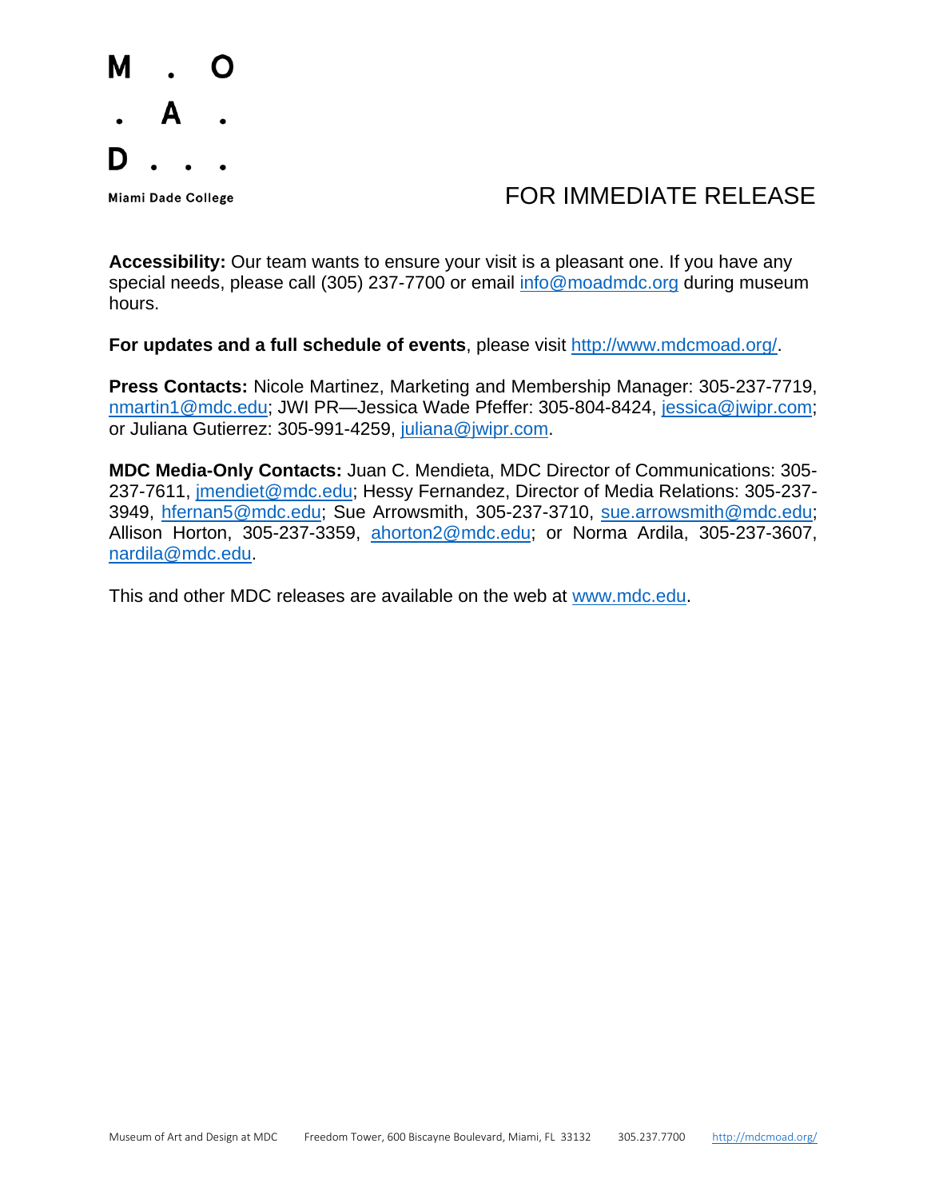FOR IMMEDIATE RELEASE

**Accessibility:** Our team wants to ensure your visit is a pleasant one. If you have any special needs, please call (305) 237-7700 or email info@moadmdc.org during museum hours.

**For updates and a full schedule of events**, please visit http://www.mdcmoad.org/.

**Press Contacts:** Nicole Martinez, Marketing and Membership Manager: 305-237-7719, nmartin1@mdc.edu; JWI PR—Jessica Wade Pfeffer: 305-804-8424, jessica@jwipr.com; or Juliana Gutierrez: 305-991-4259, juliana@jwipr.com.

**MDC Media-Only Contacts:** Juan C. Mendieta, MDC Director of Communications: 305-237-7611, jmendiet@mdc.edu; Hessy Fernandez, Director of Media Relations: 305-237-3949, hfernan5@mdc.edu; Sue Arrowsmith, 305-237-3710, sue.arrowsmith@mdc.edu; Allison Horton, 305-237-3359, ahorton2@mdc.edu; or Norma Ardila, 305-237-3607, nardila@mdc.edu.

This and other MDC releases are available on the web at www.mdc.edu.